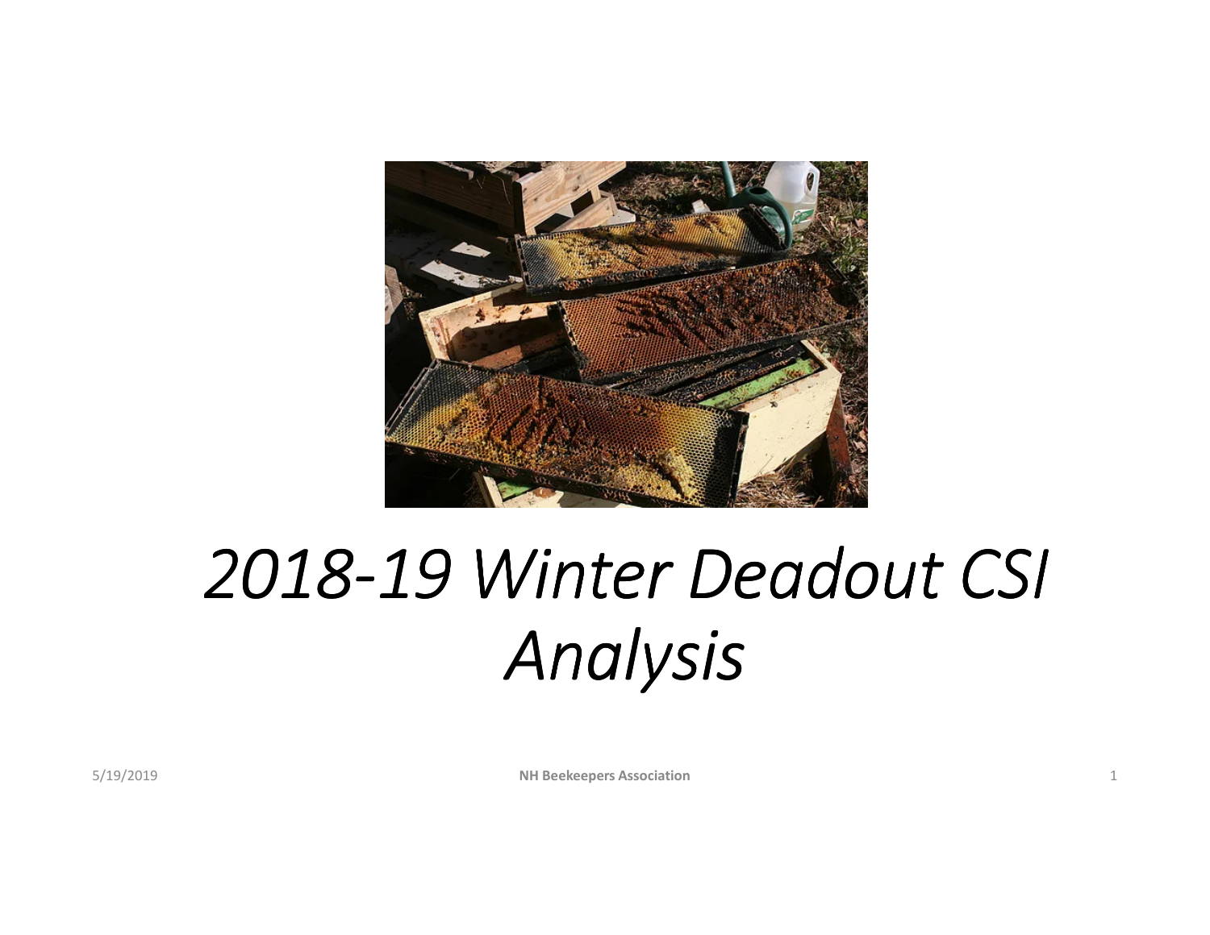# *2018-19 Winter Deadout CSI Analysis*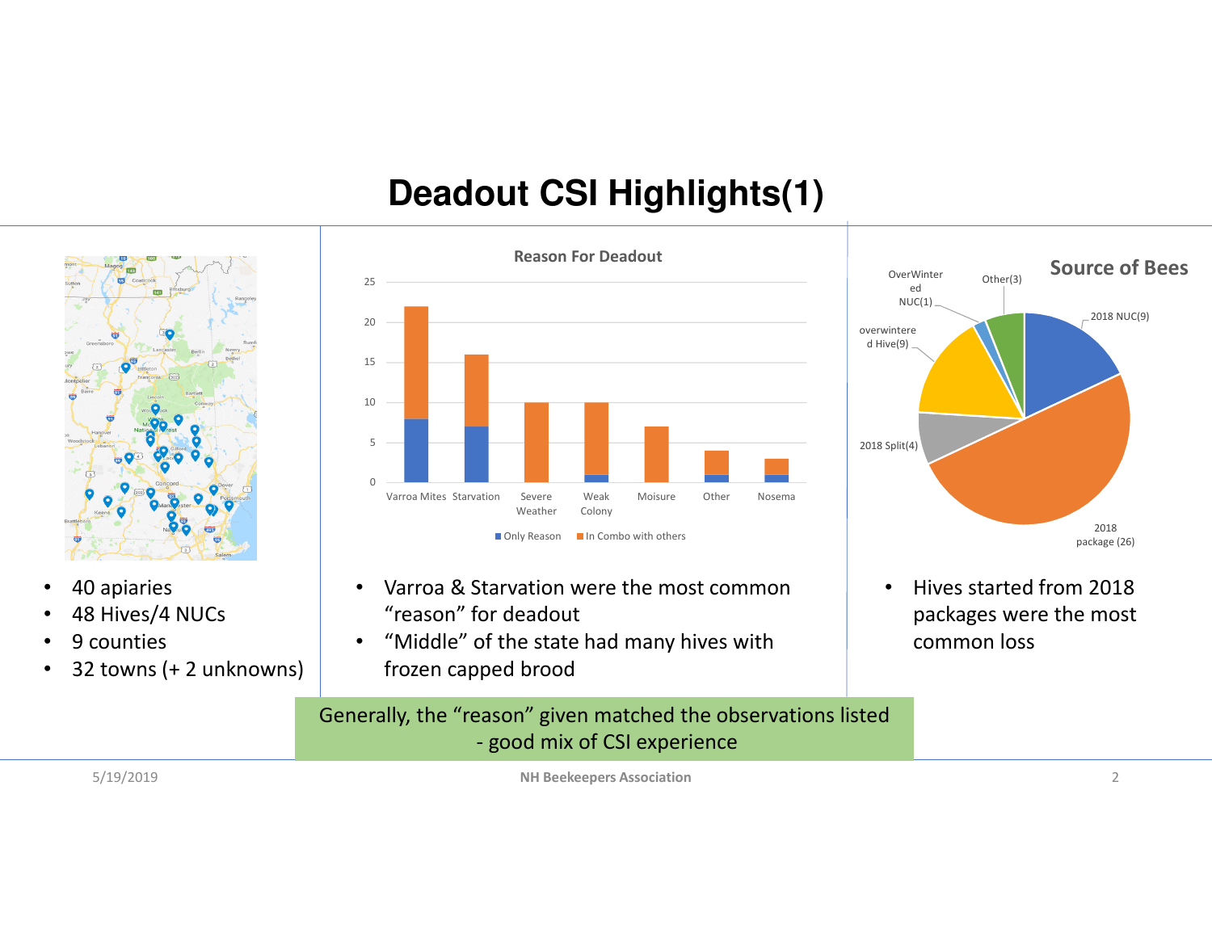# Deadout CSI Highlights(1)

- 40 apiaries
- 48 Hives/4 NUCs
- 9 counties
- 32 towns (+ 2 unknowns)

**Reason For Deadout**

| Reason | Only Reason | In Combo with others |
|---|---|---|
| Varroa Mites | 8 | 14 |
| Starvation | 7 | 9 |
| Severe Weather | 0 | 10 |
| Weak Colony | 1 | 9 |
| Moisure | 0 | 7 |
| Other | 1 | 3 |
| Nosema | 1 | 2 |

- Varroa & Starvation were the most common "reason" for deadout
- "Middle" of the state had many hives with frozen capped brood

**Source of Bees**

| Source | Count |
|---|---|
| 2018 NUC | 9 |
| 2018 package | 26 |
| 2018 Split | 4 |
| overwintered Hive | 9 |
| OverWintered NUC | 1 |
| Other | 3 |

- Hives started from 2018 packages were the most common loss

Generally, the "reason" given matched the observations listed - good mix of CSI experience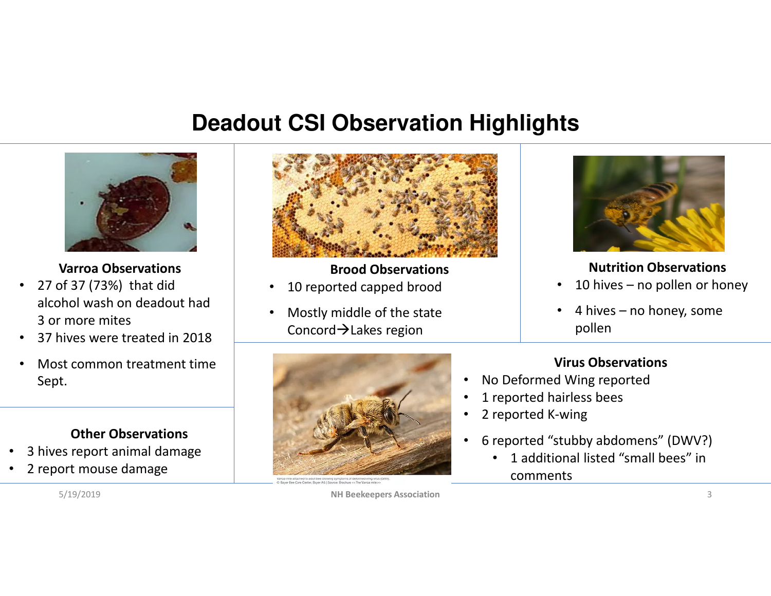# Deadout CSI Observation Highlights

### Varroa Observations

- 27 of 37 (73%) that did alcohol wash on deadout had 3 or more mites
- 37 hives were treated in 2018
- Most common treatment time Sept.

### Brood Observations

- 10 reported capped brood
- Mostly middle of the state Concord→Lakes region

### Nutrition Observations

- 10 hives – no pollen or honey
- 4 hives – no honey, some pollen

### Other Observations

- 3 hives report animal damage
- 2 report mouse damage

Varroa mite attached to adult bee showing symptoms of deformed wing virus (DWV). © Bayer Bee Care Center, Bayer AG | Source: Brochure << The Varroa mite>>

### Virus Observations

- No Deformed Wing reported
- 1 reported hairless bees
- 2 reported K-wing
- 6 reported "stubby abdomens" (DWV?)
  - 1 additional listed "small bees" in comments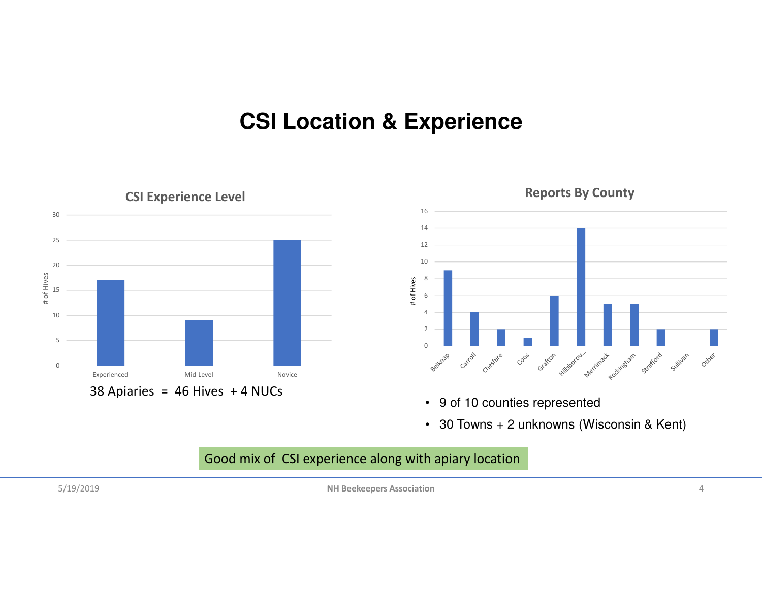# CSI Location & Experience

## CSI Experience Level

| Experience Level | # of Hives |
|---|---|
| Experienced | 17 |
| Mid-Level | 9 |
| Novice | 25 |

38 Apiaries = 46 Hives + 4 NUCs

## Reports By County

| County | # of Hives |
|---|---|
| Belknap | 9 |
| Carroll | 4 |
| Cheshire | 2 |
| Coos | 1 |
| Grafton | 6 |
| Hillsborou... | 14 |
| Merrimack | 5 |
| Rockingham | 5 |
| Strafford | 2 |
| Sullivan | 0 |
| Other | 2 |

- 9 of 10 counties represented
- 30 Towns + 2 unknowns (Wisconsin & Kent)

Good mix of CSI experience along with apiary location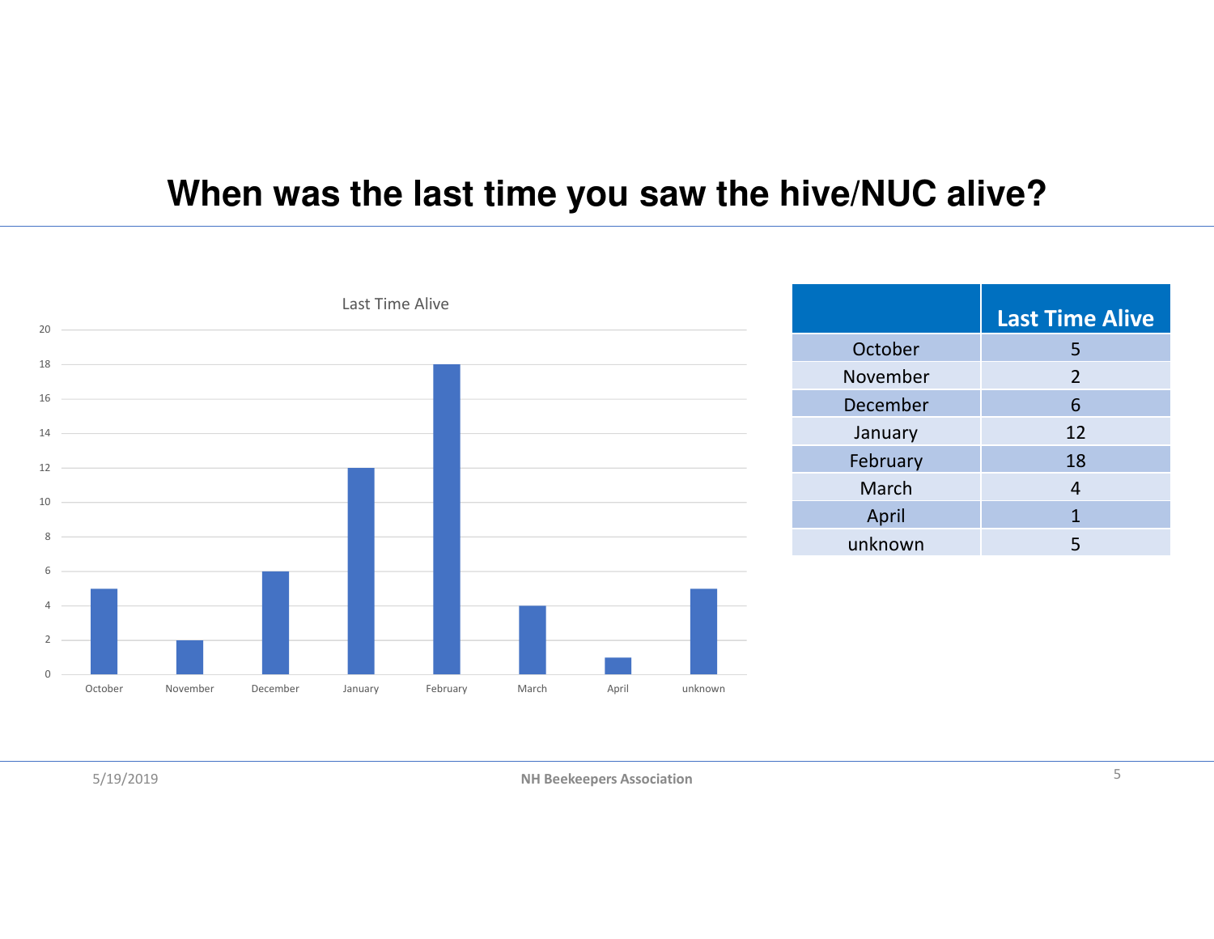# When was the last time you saw the hive/NUC alive?

| | Last Time Alive |
|---|---|
| October | 5 |
| November | 2 |
| December | 6 |
| January | 12 |
| February | 18 |
| March | 4 |
| April | 1 |
| unknown | 5 |

5/19/2019

NH Beekeepers Association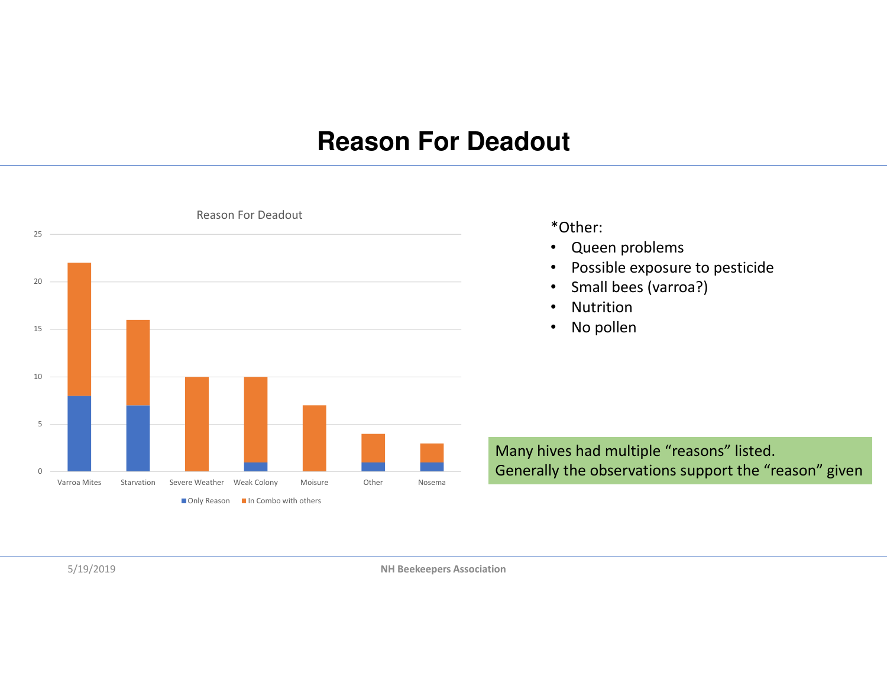# Reason For Deadout

Reason For Deadout

| | Only Reason | In Combo with others |
|---|---|---|
| Varroa Mites | 8 | 14 |
| Starvation | 7 | 9 |
| Severe Weather | 0 | 10 |
| Weak Colony | 1 | 9 |
| Moisure | 0 | 7 |
| Other | 1 | 3 |
| Nosema | 1 | 2 |

*Other:

- Queen problems
- Possible exposure to pesticide
- Small bees (varroa?)
- Nutrition
- No pollen

Many hives had multiple "reasons" listed.
Generally the observations support the "reason" given

5/19/2019

NH Beekeepers Association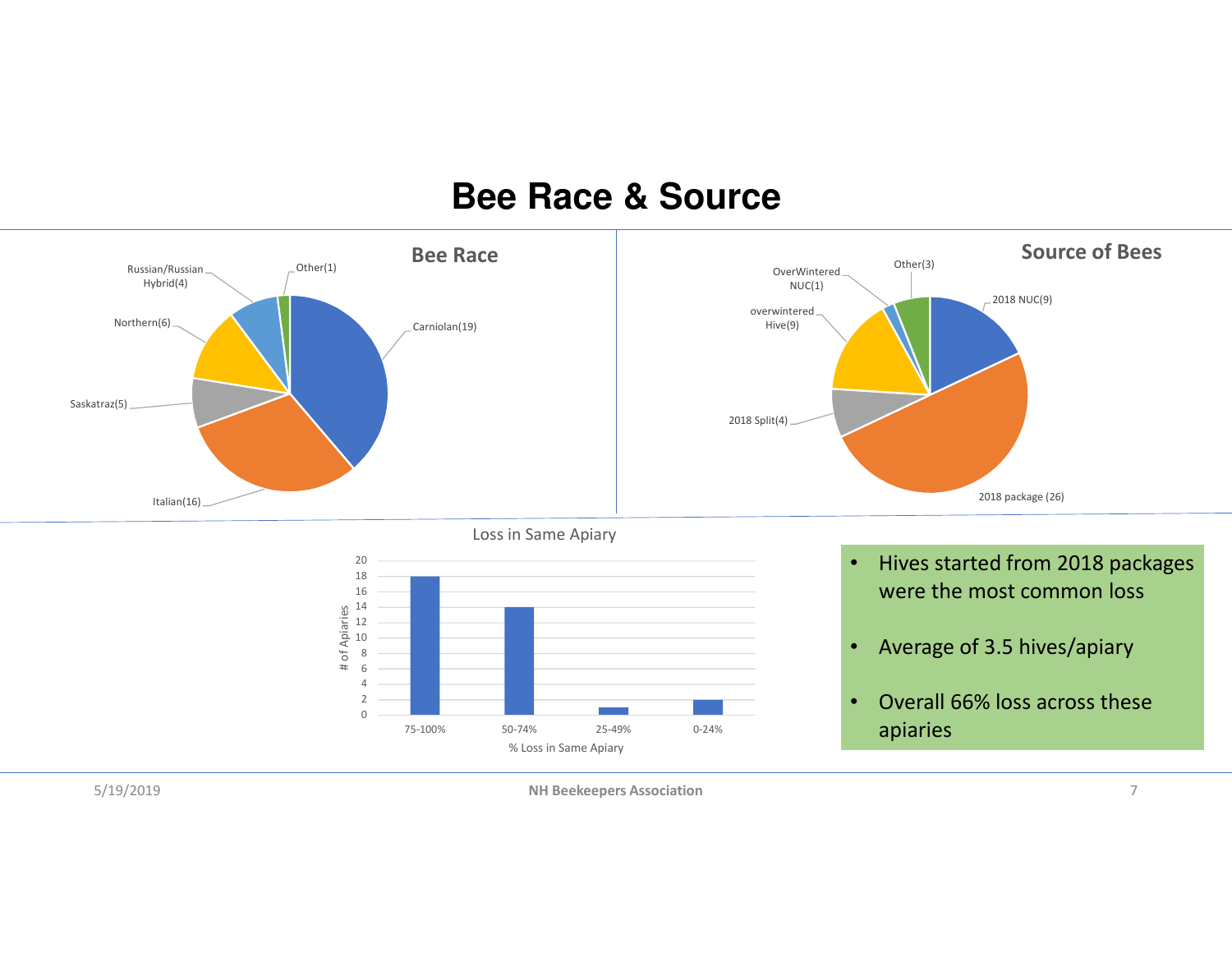# Bee Race & Source

## Bee Race

- Carniolan(19)
- Italian(16)
- Saskatraz(5)
- Northern(6)
- Russian/Russian Hybrid(4)
- Other(1)

## Source of Bees

- 2018 NUC(9)
- 2018 package (26)
- 2018 Split(4)
- overwintered Hive(9)
- OverWintered NUC(1)
- Other(3)

## Loss in Same Apiary

| % Loss in Same Apiary | # of Apiaries |
|---|---|
| 75-100% | 18 |
| 50-74% | 14 |
| 25-49% | 1 |
| 0-24% | 2 |

- Hives started from 2018 packages were the most common loss
- Average of 3.5 hives/apiary
- Overall 66% loss across these apiaries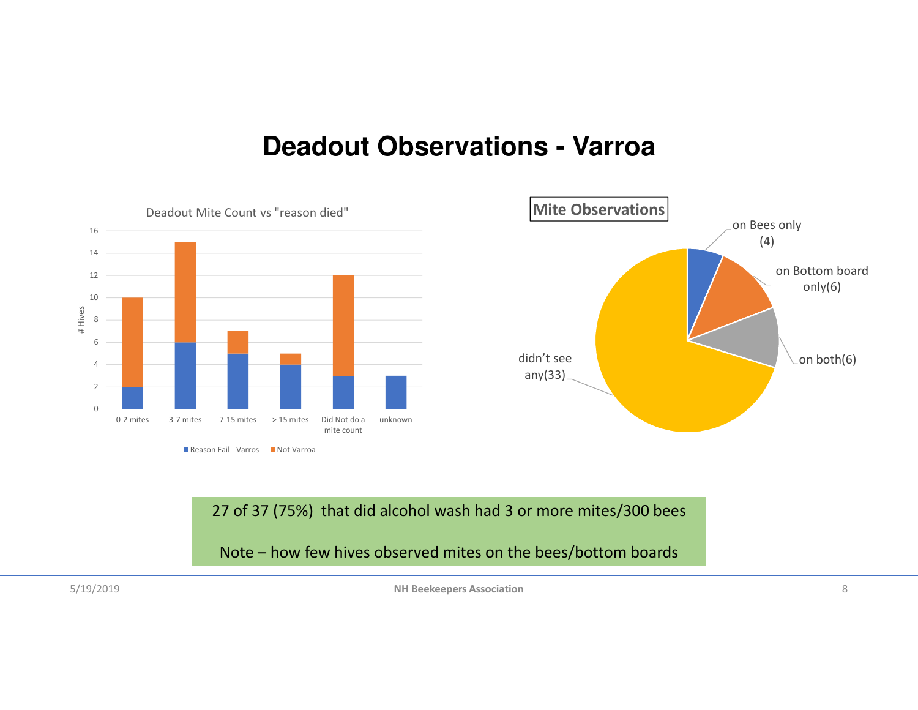# Deadout Observations - Varroa

**Deadout Mite Count vs "reason died"**

| # Hives | Reason Fail - Varros | Not Varroa |
|---|---|---|
| 0-2 mites | 2 | 8 |
| 3-7 mites | 6 | 9 |
| 7-15 mites | 5 | 2 |
| > 15 mites | 4 | 1 |
| Did Not do a mite count | 3 | 9 |
| unknown | 3 | 0 |

**Mite Observations**

- on Bees only (4)
- on Bottom board only(6)
- on both(6)
- didn't see any(33)

27 of 37 (75%) that did alcohol wash had 3 or more mites/300 bees

Note – how few hives observed mites on the bees/bottom boards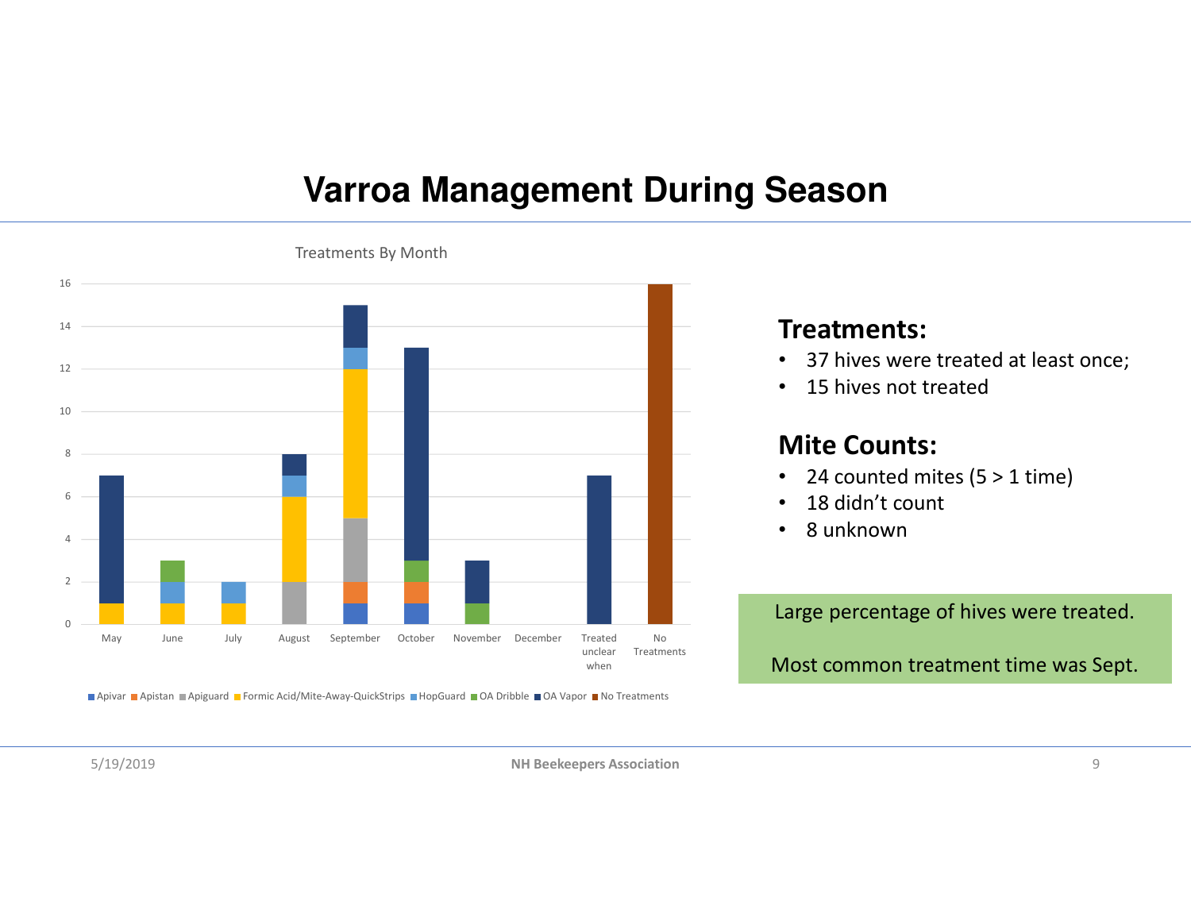# Varroa Management During Season

Treatments By Month

| | Apivar | Apistan | Apiguard | Formic Acid/Mite-Away-QuickStrips | HopGuard | OA Dribble | OA Vapor | No Treatments |
|---|---|---|---|---|---|---|---|---|
| May | | | | 1 | | | 6 | |
| June | | | | 1 | 1 | 1 | | |
| July | | | | 1 | 1 | | | |
| August | | | 2 | 4 | 1 | | 1 | |
| September | 1 | 1 | 3 | 7 | 1 | | 2 | |
| October | 1 | 1 | | | | 1 | 10 | |
| November | | | | | | 1 | 2 | |
| December | | | | | | | | |
| Treated unclear when | | | | | | | 7 | |
| No Treatments | | | | | | | | 16 |

## Treatments:

- 37 hives were treated at least once;
- 15 hives not treated

## Mite Counts:

- 24 counted mites (5 > 1 time)
- 18 didn't count
- 8 unknown

Large percentage of hives were treated.

Most common treatment time was Sept.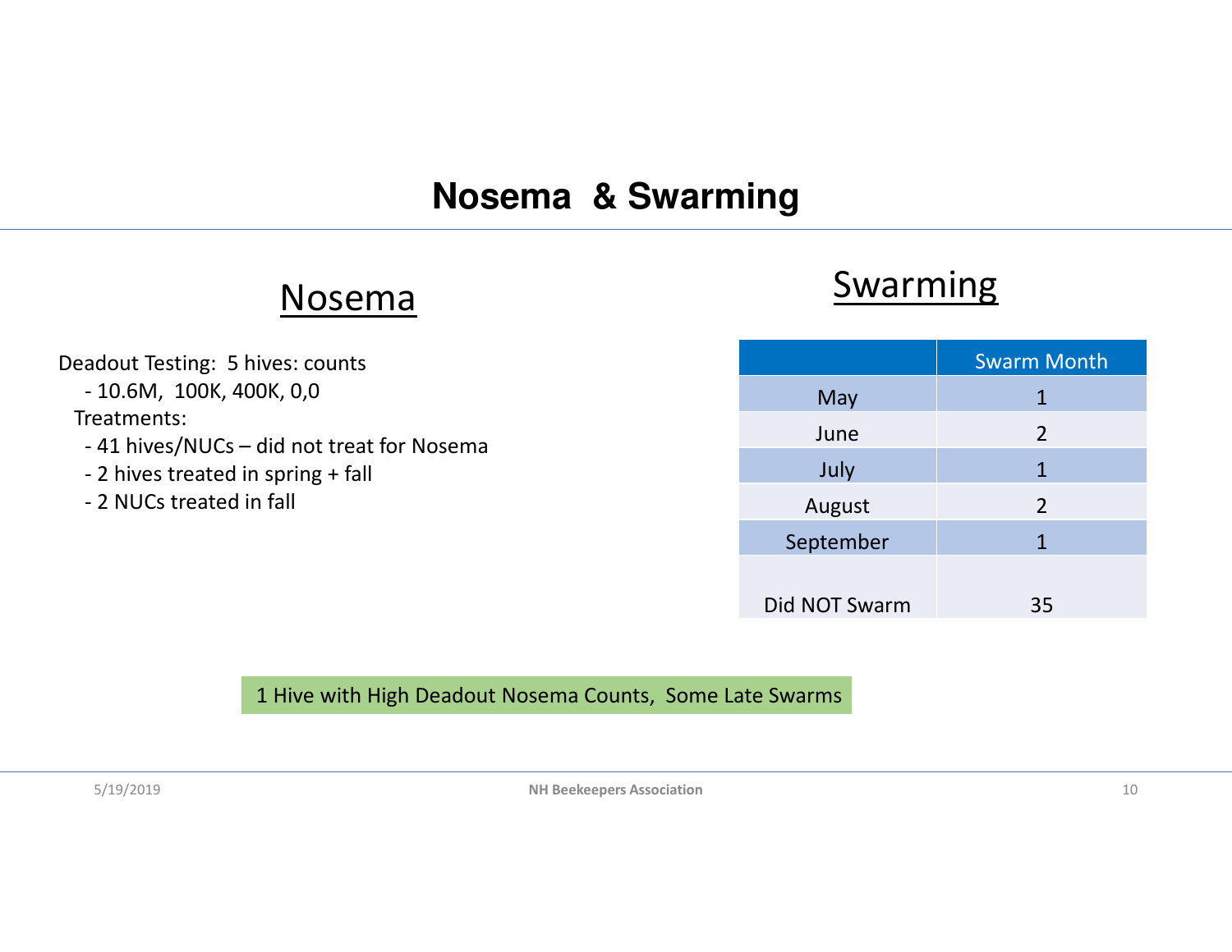# Nosema & Swarming

## Nosema

Deadout Testing: 5 hives: counts

- 10.6M, 100K, 400K, 0,0

Treatments:

- 41 hives/NUCs – did not treat for Nosema
- 2 hives treated in spring + fall
- 2 NUCs treated in fall

## Swarming

| | Swarm Month |
|---|---|
| May | 1 |
| June | 2 |
| July | 1 |
| August | 2 |
| September | 1 |
| Did NOT Swarm | 35 |

1 Hive with High Deadout Nosema Counts, Some Late Swarms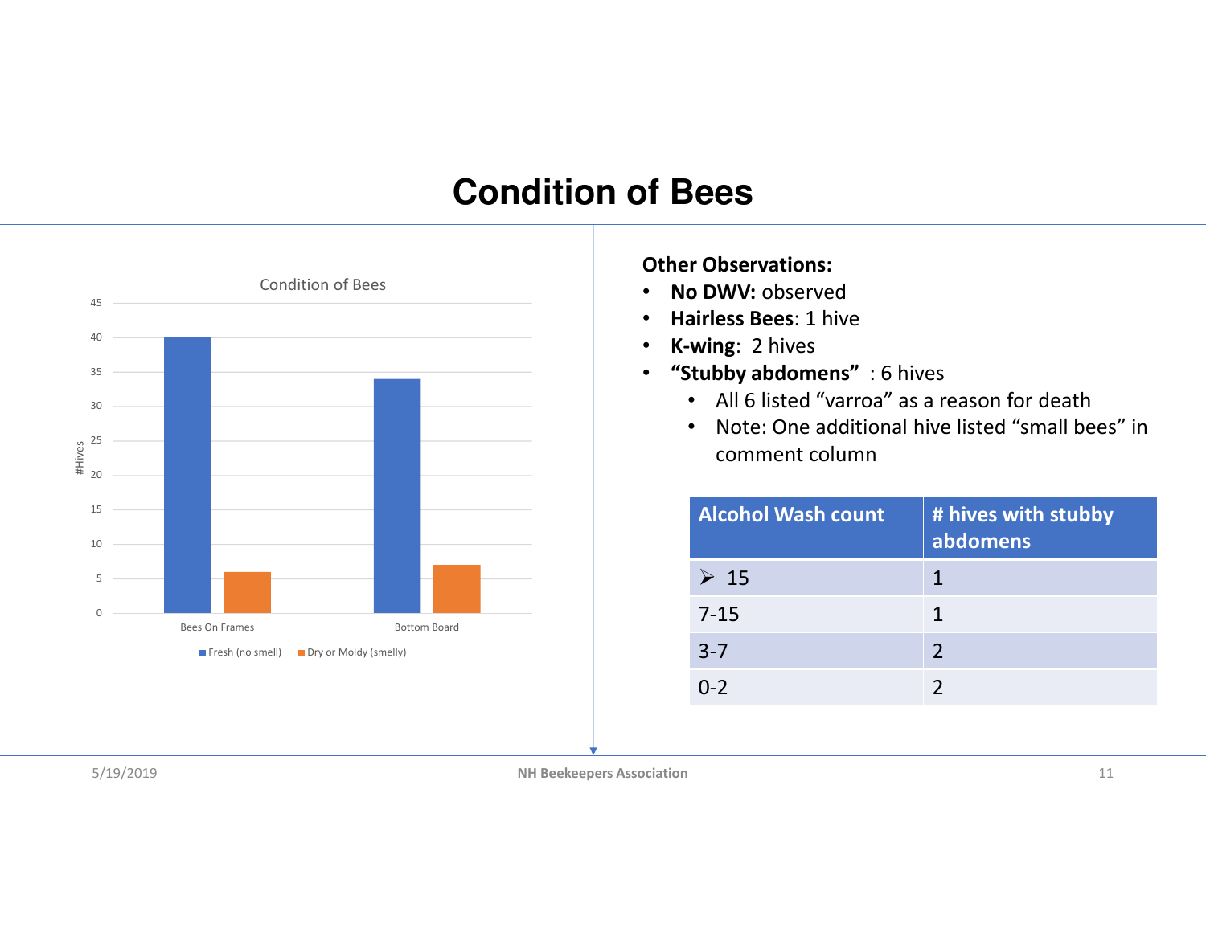# Condition of Bees

**Condition of Bees** (chart)

| | Fresh (no smell) | Dry or Moldy (smelly) |
|---|---|---|
| Bees On Frames | 40 | 6 |
| Bottom Board | 34 | 7 |

**Other Observations:**

- **No DWV:** observed
- **Hairless Bees**: 1 hive
- **K-wing**: 2 hives
- **"Stubby abdomens"** : 6 hives
  - All 6 listed "varroa" as a reason for death
  - Note: One additional hive listed "small bees" in comment column

| Alcohol Wash count | # hives with stubby abdomens |
|---|---|
| ➢ 15 | 1 |
| 7-15 | 1 |
| 3-7 | 2 |
| 0-2 | 2 |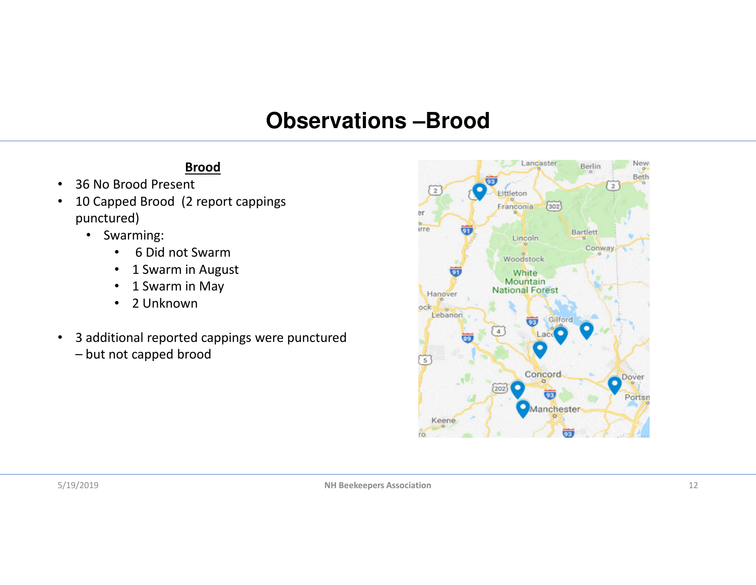# Observations –Brood

**Brood**

- 36 No Brood Present
- 10 Capped Brood (2 report cappings punctured)
  - Swarming:
    - 6 Did not Swarm
    - 1 Swarm in August
    - 1 Swarm in May
    - 2 Unknown
- 3 additional reported cappings were punctured – but not capped brood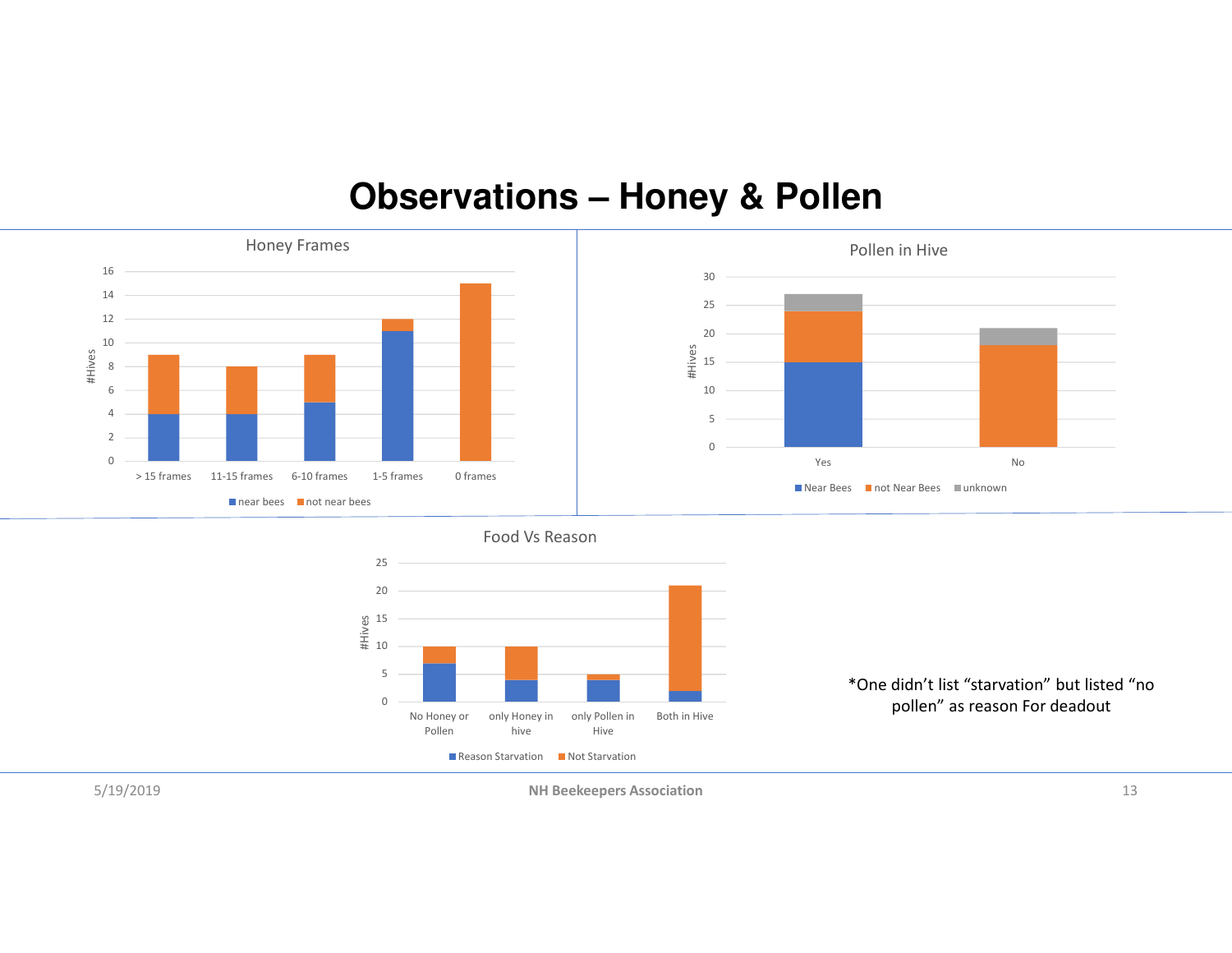# Observations – Honey & Pollen

**Honey Frames**

| #Hives | > 15 frames | 11-15 frames | 6-10 frames | 1-5 frames | 0 frames |
|---|---|---|---|---|---|
| near bees | 4 | 4 | 5 | 11 | 0 |
| not near bees | 5 | 4 | 4 | 1 | 15 |

**Pollen in Hive**

| #Hives | Yes | No |
|---|---|---|
| Near Bees | 15 | 0 |
| not Near Bees | 9 | 18 |
| unknown | 3 | 3 |

**Food Vs Reason**

| #Hives | No Honey or Pollen | only Honey in hive | only Pollen in Hive | Both in Hive |
|---|---|---|---|---|
| Reason Starvation | 7 | 4 | 4 | 2 |
| Not Starvation | 3 | 6 | 1 | 19 |

*One didn't list "starvation" but listed "no pollen" as reason For deadout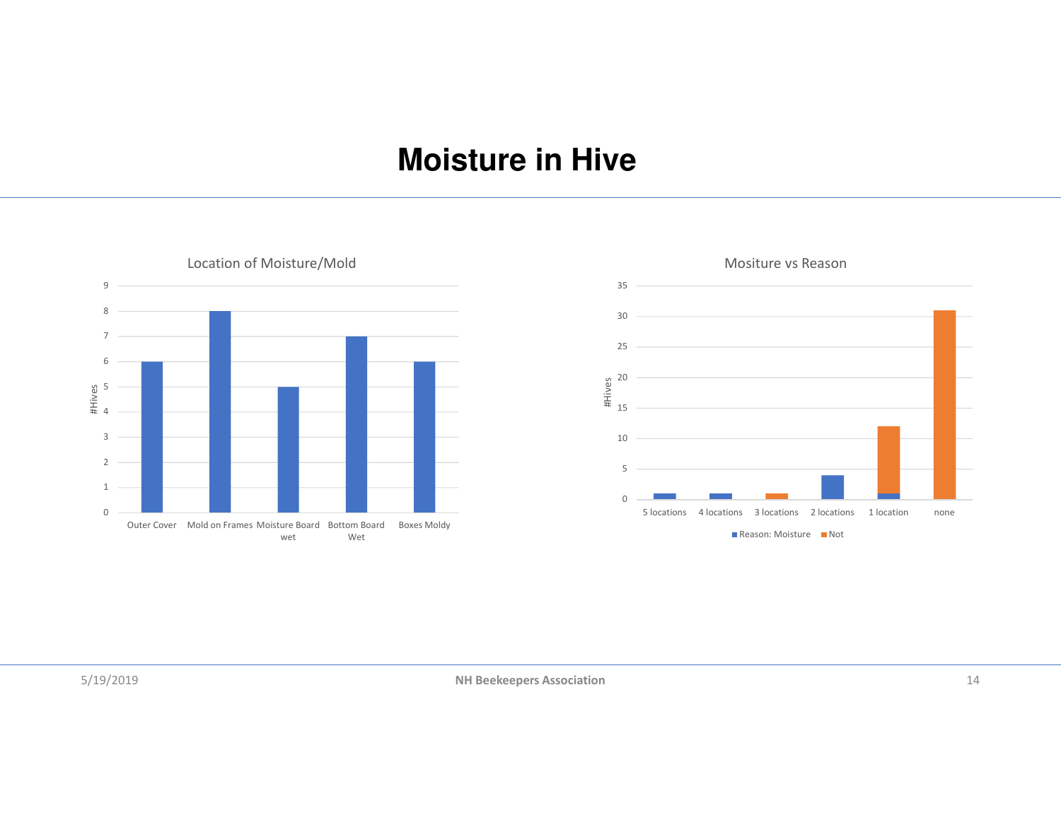# Moisture in Hive

### Location of Moisture/Mold

| Location | #Hives |
| --- | --- |
| Outer Cover | 6 |
| Mold on Frames | 8 |
| Moisture Board wet | 5 |
| Bottom Board Wet | 7 |
| Boxes Moldy | 6 |

### Mositure vs Reason

| #Hives | Reason: Moisture | Not |
| --- | --- | --- |
| 5 locations | 1 | 0 |
| 4 locations | 1 | 0 |
| 3 locations | 0 | 1 |
| 2 locations | 4 | 0 |
| 1 location | 1 | 11 |
| none | 0 | 31 |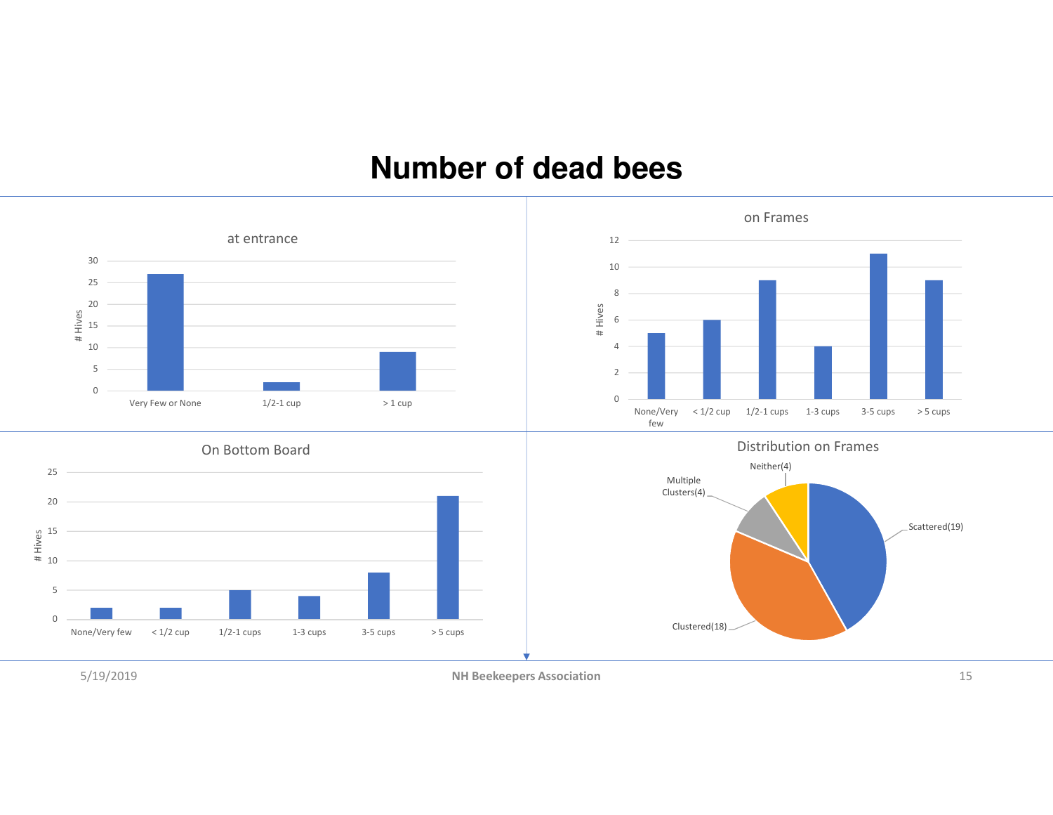# Number of dead bees

### at entrance

| | # Hives |
|---|---|
| Very Few or None | 27 |
| 1/2-1 cup | 2 |
| > 1 cup | 9 |

### on Frames

| | # Hives |
|---|---|
| None/Very few | 5 |
| < 1/2 cup | 6 |
| 1/2-1 cups | 9 |
| 1-3 cups | 4 |
| 3-5 cups | 11 |
| > 5 cups | 9 |

### On Bottom Board

| | # Hives |
|---|---|
| None/Very few | 2 |
| < 1/2 cup | 2 |
| 1/2-1 cups | 5 |
| 1-3 cups | 4 |
| 3-5 cups | 8 |
| > 5 cups | 21 |

### Distribution on Frames

- Scattered(19)
- Clustered(18)
- Multiple Clusters(4)
- Neither(4)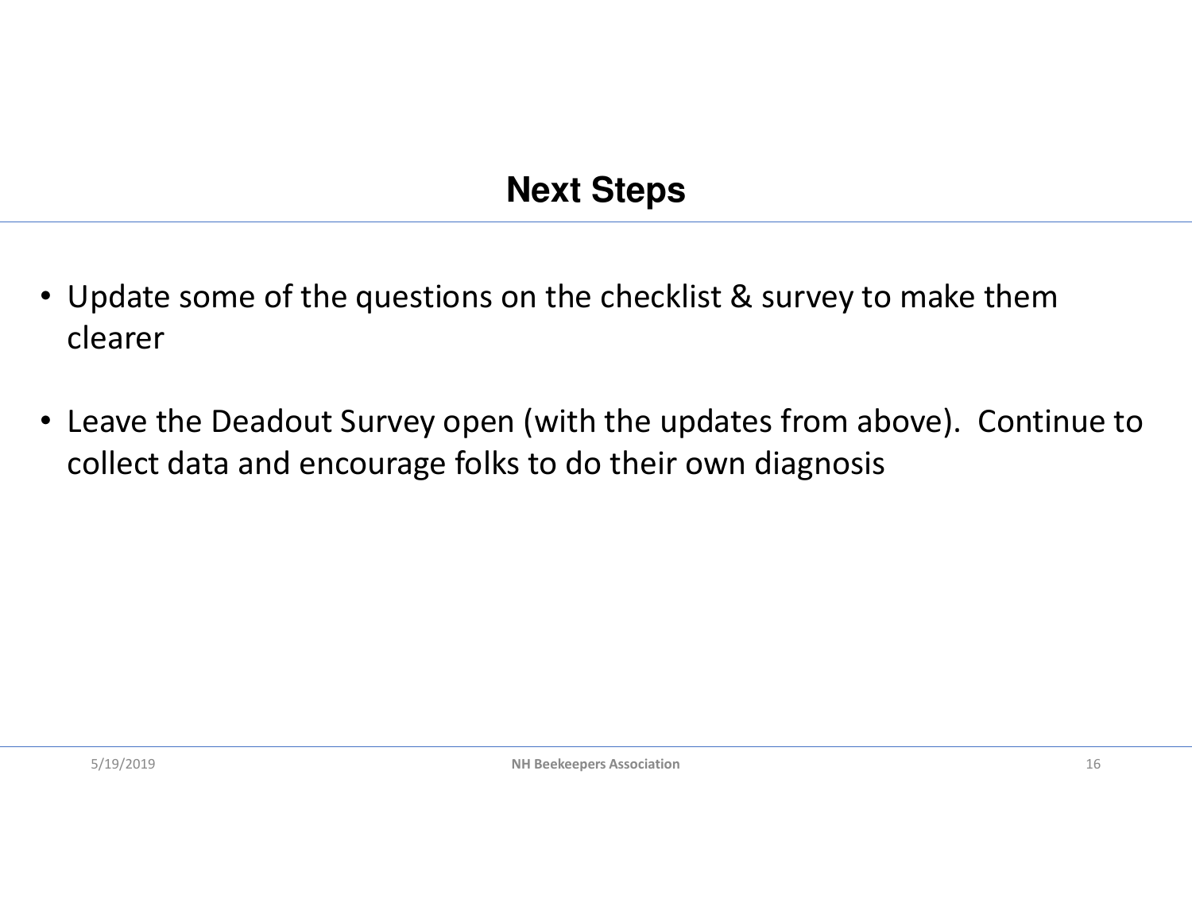# Next Steps

- Update some of the questions on the checklist & survey to make them clearer
- Leave the Deadout Survey open (with the updates from above). Continue to collect data and encourage folks to do their own diagnosis